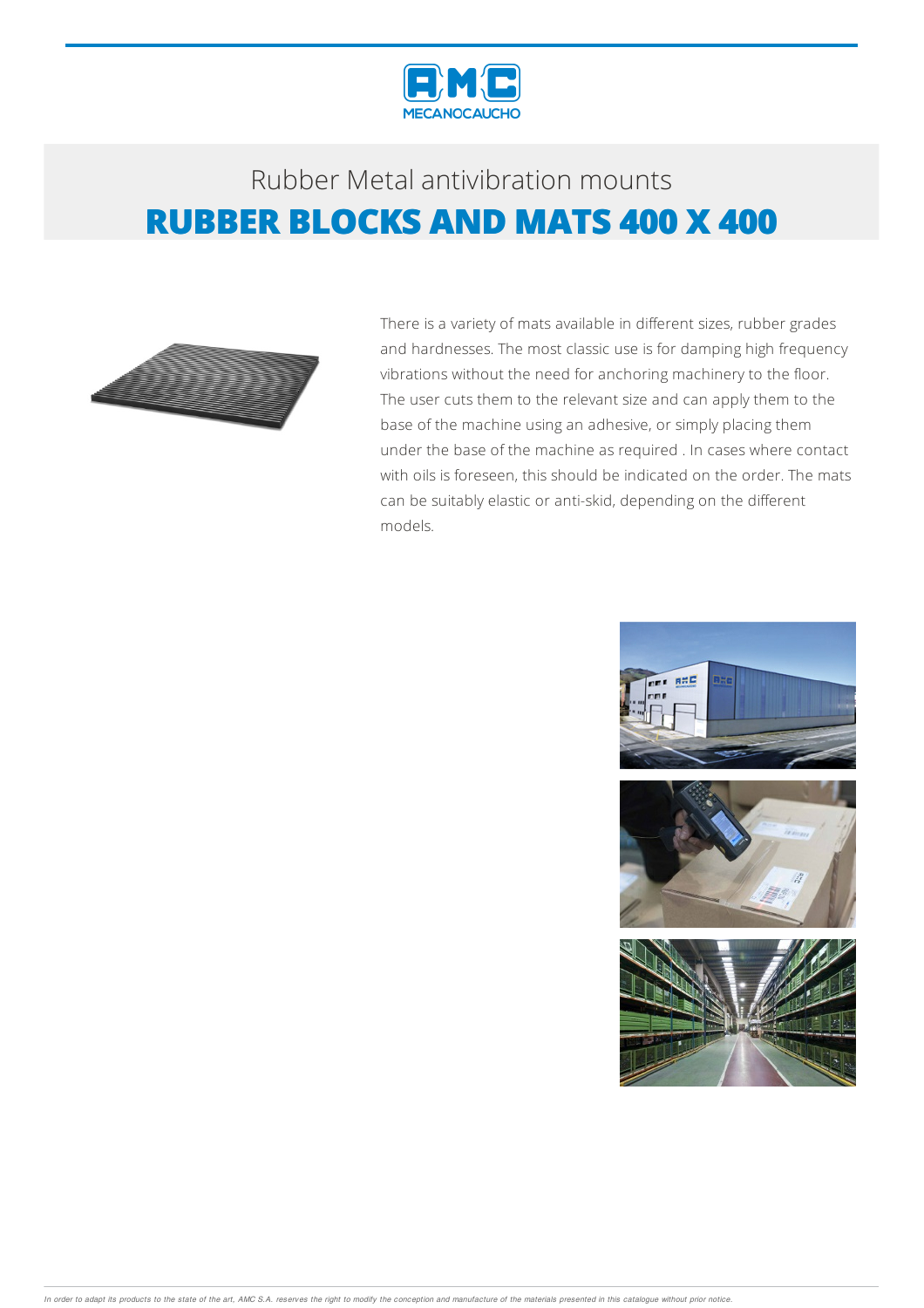Rubber Metal antivibration mounts

# RUBBER BLOCKS AND MATS 400 X 400

There is a variety of mats available in different sizes, rubber grades and hardnesses. The most classic use is for damping high frequency vibrations without the need for anchoring machinery to the floor. The user cuts them to the relevant size and can apply them to the base of the machine using an adhesive, or simply placing them under the base of the machine as required . In cases where contact with oils is foreseen, this should be indicated on the order. The mats can be suitably elastic or anti-skid, depending on the different models.

*In order to adapt its products to the state of the art, AMC S.A. reserves the right to modify the conception and manufacture of the materials presented in this catalogue without prior notice.*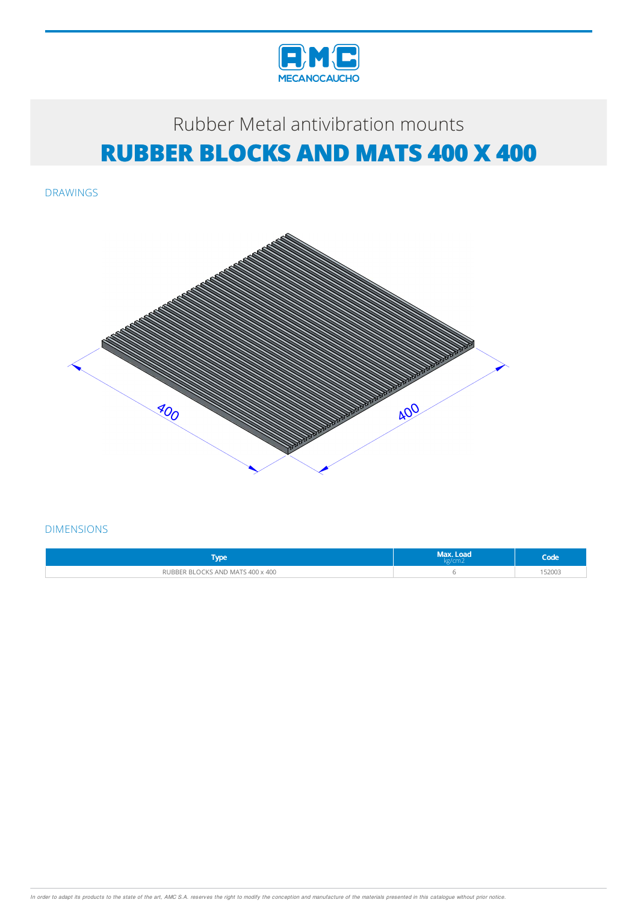Rubber Metal antivibration mounts

# RUBBER BLOCKS AND MATS 400 X 400

## DRAWINGS

400

400

## DIMENSIONS

| Type | Max. Load kg/cm2 | Code |
|---|---|---|
| RUBBER BLOCKS AND MATS 400 x 400 | 6 | 152003 |

*In order to adapt its products to the state of the art, AMC S.A. reserves the right to modify the conception and manufacture of the materials presented in this catalogue without prior notice.*